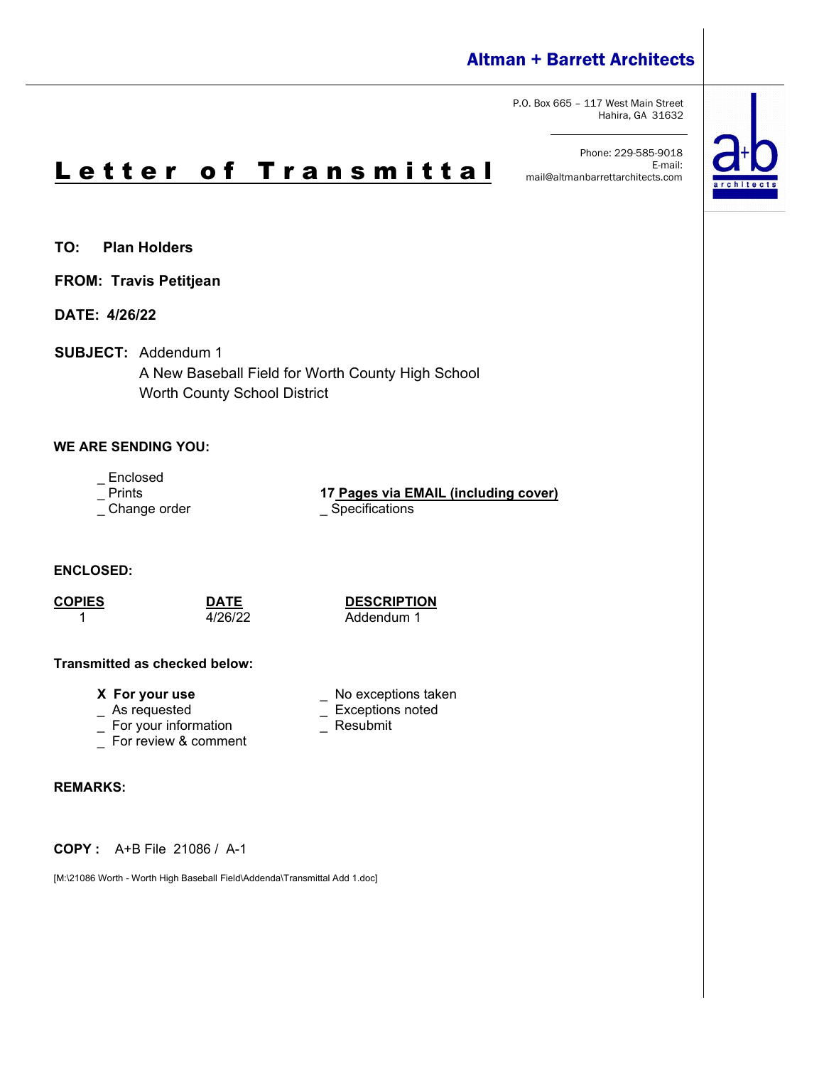**Altman + Barrett Architects**

P.O. Box 665 – 117 West Main Street
Hahira, GA 31632

Phone: 229-585-9018
E-mail:
mail@altmanbarrettarchitects.com

# Letter of Transmittal

**TO:** **Plan Holders**

**FROM:** **Travis Petitjean**

**DATE:** **4/26/22**

**SUBJECT:** Addendum 1
A New Baseball Field for Worth County High School
Worth County School District

**WE ARE SENDING YOU:**

_ Enclosed
_ Prints
_ Change order

**17 Pages via EMAIL (including cover)**
_ Specifications

**ENCLOSED:**

| COPIES | DATE | DESCRIPTION |
|---|---|---|
| 1 | 4/26/22 | Addendum 1 |

**Transmitted as checked below:**

**X For your use**
_ As requested
_ For your information
_ For review & comment

_ No exceptions taken
_ Exceptions noted
_ Resubmit

**REMARKS:**

**COPY :** A+B File 21086 / A-1

[M:\21086 Worth - Worth High Baseball Field\Addenda\Transmittal Add 1.doc]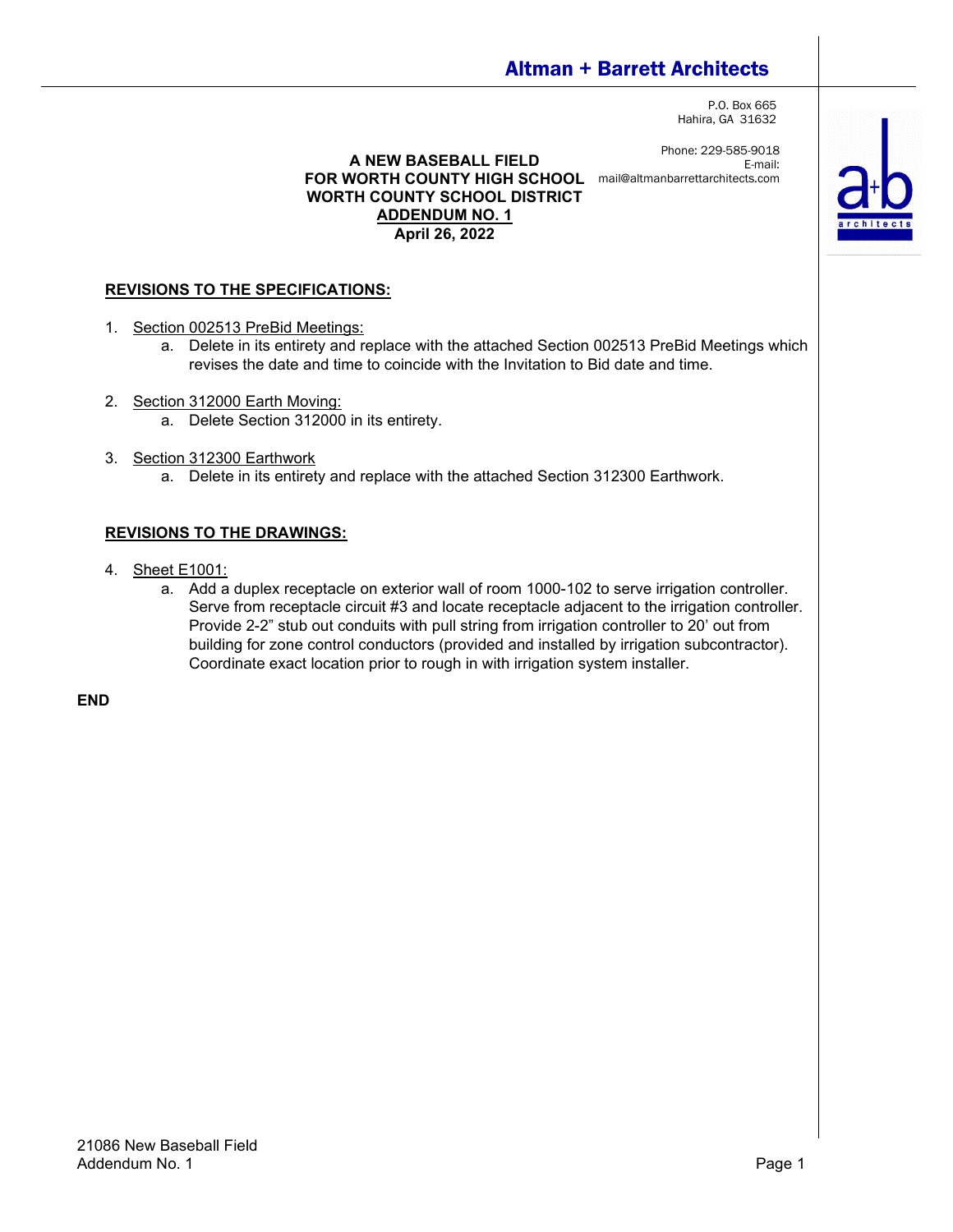# Altman + Barrett Architects

P.O. Box 665
Hahira, GA 31632

Phone: 229-585-9018
E-mail:
mail@altmanbarrettarchitects.com

**A NEW BASEBALL FIELD**
**FOR WORTH COUNTY HIGH SCHOOL**
**WORTH COUNTY SCHOOL DISTRICT**
**ADDENDUM NO. 1**
**April 26, 2022**

## REVISIONS TO THE SPECIFICATIONS:

1. Section 002513 PreBid Meetings:
   a. Delete in its entirety and replace with the attached Section 002513 PreBid Meetings which revises the date and time to coincide with the Invitation to Bid date and time.

2. Section 312000 Earth Moving:
   a. Delete Section 312000 in its entirety.

3. Section 312300 Earthwork
   a. Delete in its entirety and replace with the attached Section 312300 Earthwork.

## REVISIONS TO THE DRAWINGS:

4. Sheet E1001:
   a. Add a duplex receptacle on exterior wall of room 1000-102 to serve irrigation controller. Serve from receptacle circuit #3 and locate receptacle adjacent to the irrigation controller. Provide 2-2" stub out conduits with pull string from irrigation controller to 20' out from building for zone control conductors (provided and installed by irrigation subcontractor). Coordinate exact location prior to rough in with irrigation system installer.

**END**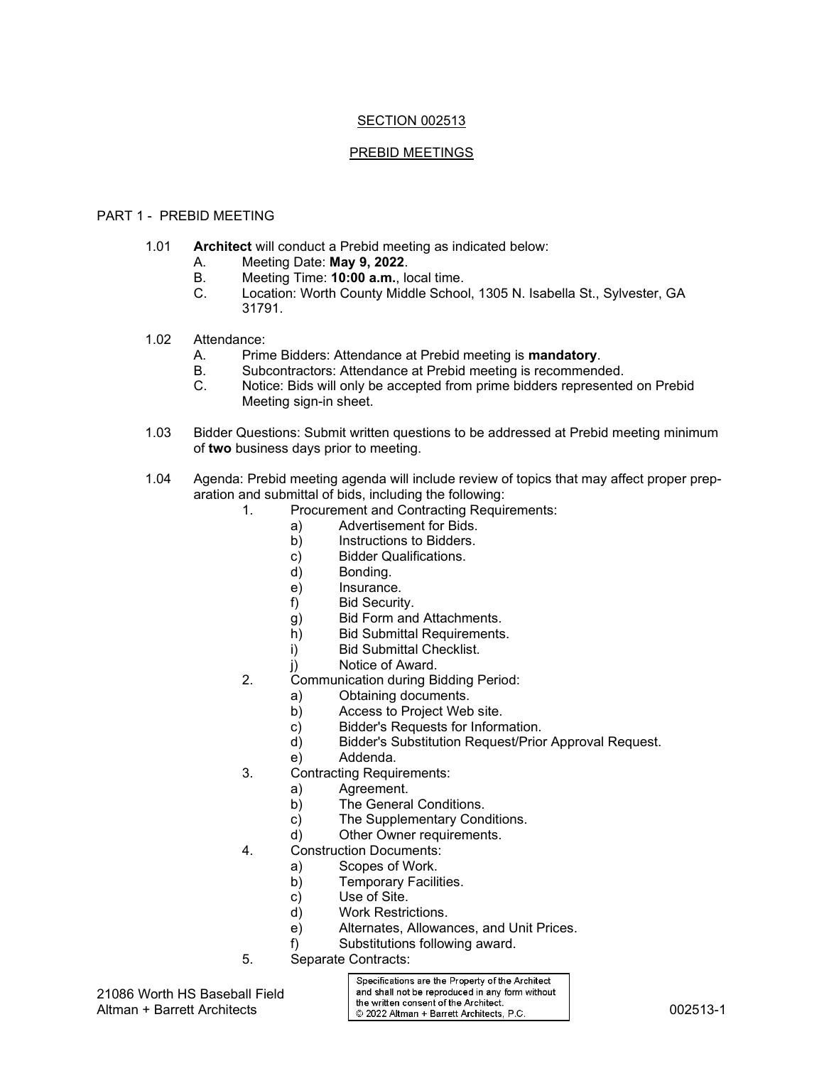## SECTION 002513

## PREBID MEETINGS

### PART 1 - PREBID MEETING

1.01 **Architect** will conduct a Prebid meeting as indicated below:

- A. Meeting Date: **May 9, 2022**.
- B. Meeting Time: **10:00 a.m.**, local time.
- C. Location: Worth County Middle School, 1305 N. Isabella St., Sylvester, GA 31791.

1.02 Attendance:

- A. Prime Bidders: Attendance at Prebid meeting is **mandatory**.
- B. Subcontractors: Attendance at Prebid meeting is recommended.
- C. Notice: Bids will only be accepted from prime bidders represented on Prebid Meeting sign-in sheet.

1.03 Bidder Questions: Submit written questions to be addressed at Prebid meeting minimum of **two** business days prior to meeting.

1.04 Agenda: Prebid meeting agenda will include review of topics that may affect proper preparation and submittal of bids, including the following:

1. Procurement and Contracting Requirements:
   - a) Advertisement for Bids.
   - b) Instructions to Bidders.
   - c) Bidder Qualifications.
   - d) Bonding.
   - e) Insurance.
   - f) Bid Security.
   - g) Bid Form and Attachments.
   - h) Bid Submittal Requirements.
   - i) Bid Submittal Checklist.
   - j) Notice of Award.
2. Communication during Bidding Period:
   - a) Obtaining documents.
   - b) Access to Project Web site.
   - c) Bidder's Requests for Information.
   - d) Bidder's Substitution Request/Prior Approval Request.
   - e) Addenda.
3. Contracting Requirements:
   - a) Agreement.
   - b) The General Conditions.
   - c) The Supplementary Conditions.
   - d) Other Owner requirements.
4. Construction Documents:
   - a) Scopes of Work.
   - b) Temporary Facilities.
   - c) Use of Site.
   - d) Work Restrictions.
   - e) Alternates, Allowances, and Unit Prices.
   - f) Substitutions following award.
5. Separate Contracts:

Specifications are the Property of the Architect and shall not be reproduced in any form without the written consent of the Architect.
© 2022 Altman + Barrett Architects, P.C.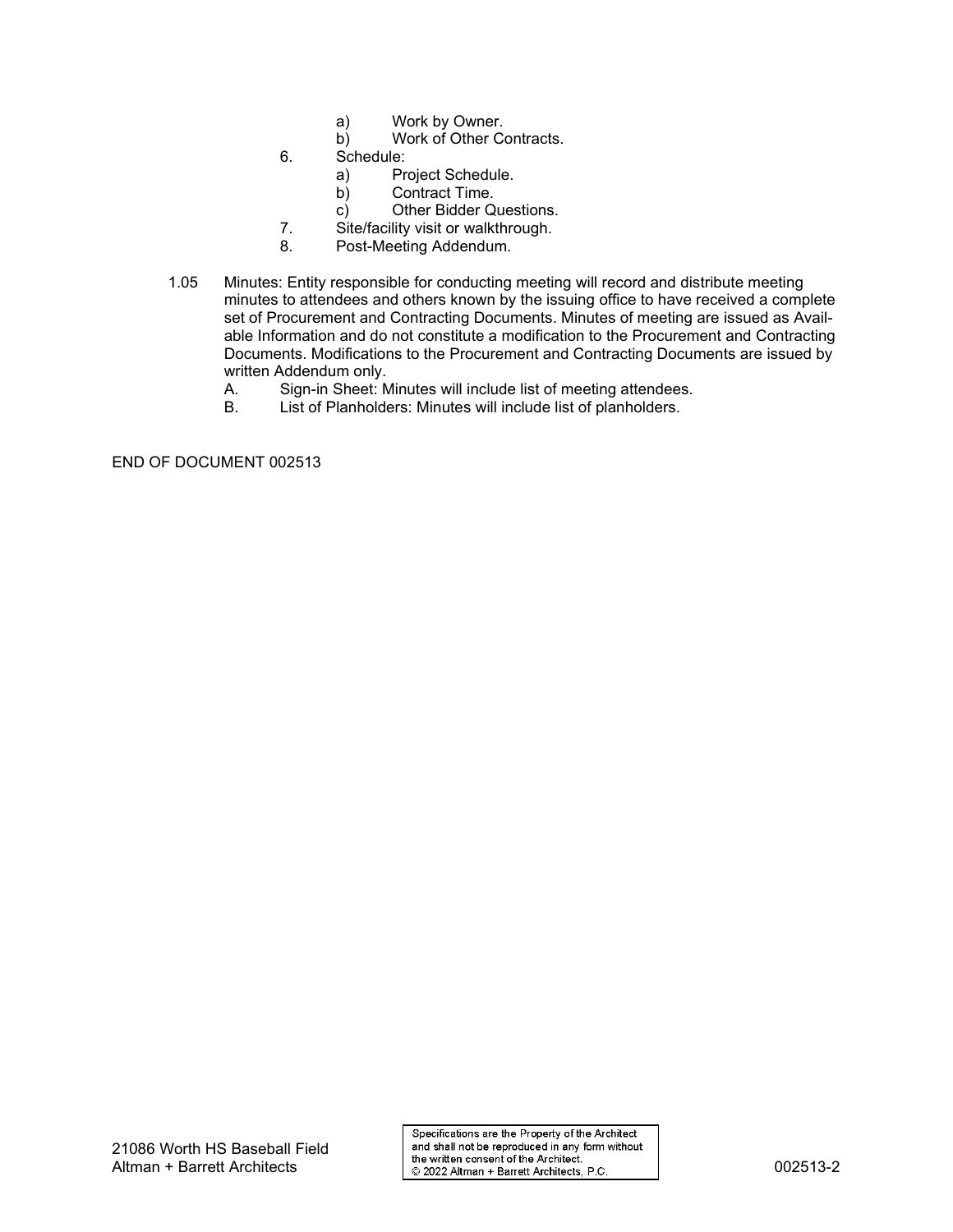a) Work by Owner.
b) Work of Other Contracts.

6. Schedule:
    a) Project Schedule.
    b) Contract Time.
    c) Other Bidder Questions.
7. Site/facility visit or walkthrough.
8. Post-Meeting Addendum.

1.05 Minutes: Entity responsible for conducting meeting will record and distribute meeting minutes to attendees and others known by the issuing office to have received a complete set of Procurement and Contracting Documents. Minutes of meeting are issued as Available Information and do not constitute a modification to the Procurement and Contracting Documents. Modifications to the Procurement and Contracting Documents are issued by written Addendum only.

A. Sign-in Sheet: Minutes will include list of meeting attendees.
B. List of Planholders: Minutes will include list of planholders.

END OF DOCUMENT 002513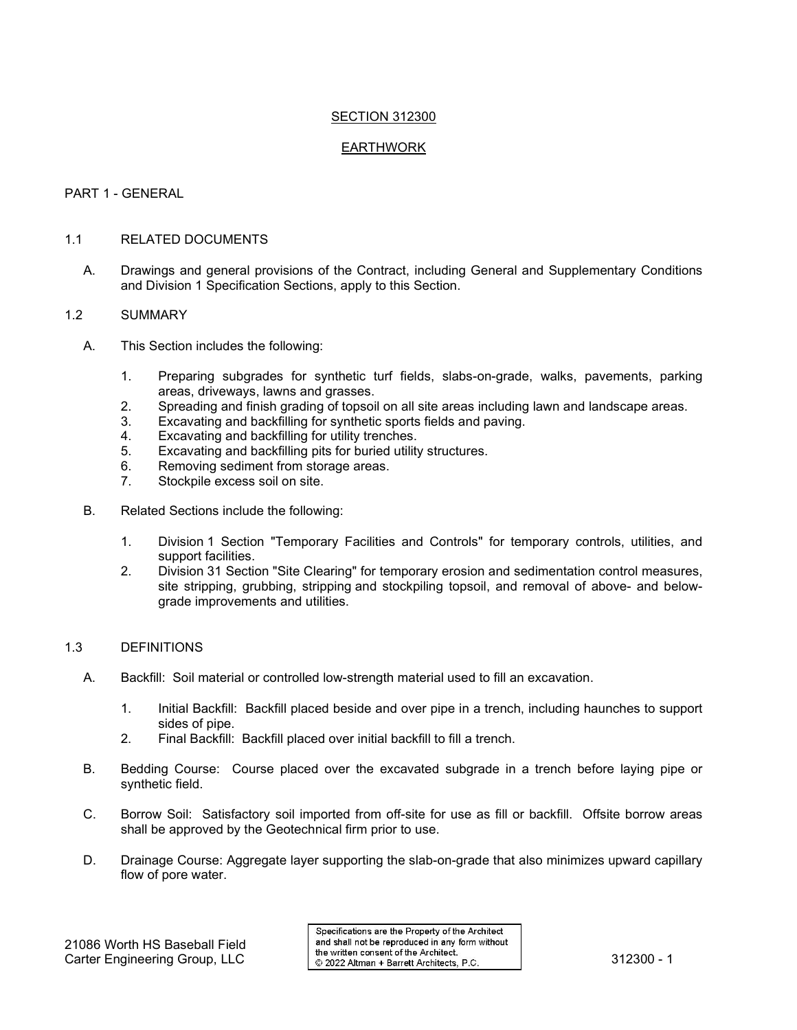# SECTION 312300

# EARTHWORK

## PART 1 - GENERAL

### 1.1 RELATED DOCUMENTS

A. Drawings and general provisions of the Contract, including General and Supplementary Conditions and Division 1 Specification Sections, apply to this Section.

### 1.2 SUMMARY

A. This Section includes the following:

1. Preparing subgrades for synthetic turf fields, slabs-on-grade, walks, pavements, parking areas, driveways, lawns and grasses.
2. Spreading and finish grading of topsoil on all site areas including lawn and landscape areas.
3. Excavating and backfilling for synthetic sports fields and paving.
4. Excavating and backfilling for utility trenches.
5. Excavating and backfilling pits for buried utility structures.
6. Removing sediment from storage areas.
7. Stockpile excess soil on site.

B. Related Sections include the following:

1. Division 1 Section "Temporary Facilities and Controls" for temporary controls, utilities, and support facilities.
2. Division 31 Section "Site Clearing" for temporary erosion and sedimentation control measures, site stripping, grubbing, stripping and stockpiling topsoil, and removal of above- and below-grade improvements and utilities.

### 1.3 DEFINITIONS

A. Backfill: Soil material or controlled low-strength material used to fill an excavation.

1. Initial Backfill: Backfill placed beside and over pipe in a trench, including haunches to support sides of pipe.
2. Final Backfill: Backfill placed over initial backfill to fill a trench.

B. Bedding Course: Course placed over the excavated subgrade in a trench before laying pipe or synthetic field.

C. Borrow Soil: Satisfactory soil imported from off-site for use as fill or backfill. Offsite borrow areas shall be approved by the Geotechnical firm prior to use.

D. Drainage Course: Aggregate layer supporting the slab-on-grade that also minimizes upward capillary flow of pore water.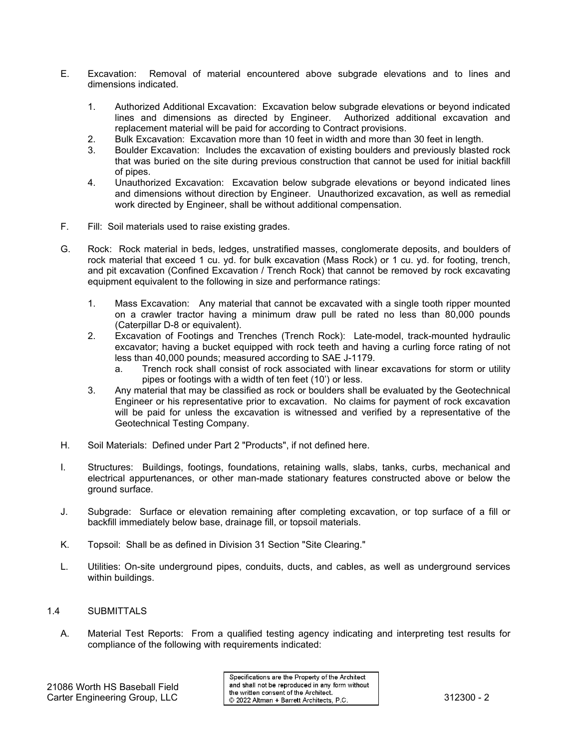E. Excavation: Removal of material encountered above subgrade elevations and to lines and dimensions indicated.

   1. Authorized Additional Excavation: Excavation below subgrade elevations or beyond indicated lines and dimensions as directed by Engineer. Authorized additional excavation and replacement material will be paid for according to Contract provisions.
   2. Bulk Excavation: Excavation more than 10 feet in width and more than 30 feet in length.
   3. Boulder Excavation: Includes the excavation of existing boulders and previously blasted rock that was buried on the site during previous construction that cannot be used for initial backfill of pipes.
   4. Unauthorized Excavation: Excavation below subgrade elevations or beyond indicated lines and dimensions without direction by Engineer. Unauthorized excavation, as well as remedial work directed by Engineer, shall be without additional compensation.

F. Fill: Soil materials used to raise existing grades.

G. Rock: Rock material in beds, ledges, unstratified masses, conglomerate deposits, and boulders of rock material that exceed 1 cu. yd. for bulk excavation (Mass Rock) or 1 cu. yd. for footing, trench, and pit excavation (Confined Excavation / Trench Rock) that cannot be removed by rock excavating equipment equivalent to the following in size and performance ratings:

   1. Mass Excavation: Any material that cannot be excavated with a single tooth ripper mounted on a crawler tractor having a minimum draw pull be rated no less than 80,000 pounds (Caterpillar D-8 or equivalent).
   2. Excavation of Footings and Trenches (Trench Rock): Late-model, track-mounted hydraulic excavator; having a bucket equipped with rock teeth and having a curling force rating of not less than 40,000 pounds; measured according to SAE J-1179.
      a. Trench rock shall consist of rock associated with linear excavations for storm or utility pipes or footings with a width of ten feet (10') or less.
   3. Any material that may be classified as rock or boulders shall be evaluated by the Geotechnical Engineer or his representative prior to excavation. No claims for payment of rock excavation will be paid for unless the excavation is witnessed and verified by a representative of the Geotechnical Testing Company.

H. Soil Materials: Defined under Part 2 "Products", if not defined here.

I. Structures: Buildings, footings, foundations, retaining walls, slabs, tanks, curbs, mechanical and electrical appurtenances, or other man-made stationary features constructed above or below the ground surface.

J. Subgrade: Surface or elevation remaining after completing excavation, or top surface of a fill or backfill immediately below base, drainage fill, or topsoil materials.

K. Topsoil: Shall be as defined in Division 31 Section "Site Clearing."

L. Utilities: On-site underground pipes, conduits, ducts, and cables, as well as underground services within buildings.

## 1.4 SUBMITTALS

A. Material Test Reports: From a qualified testing agency indicating and interpreting test results for compliance of the following with requirements indicated: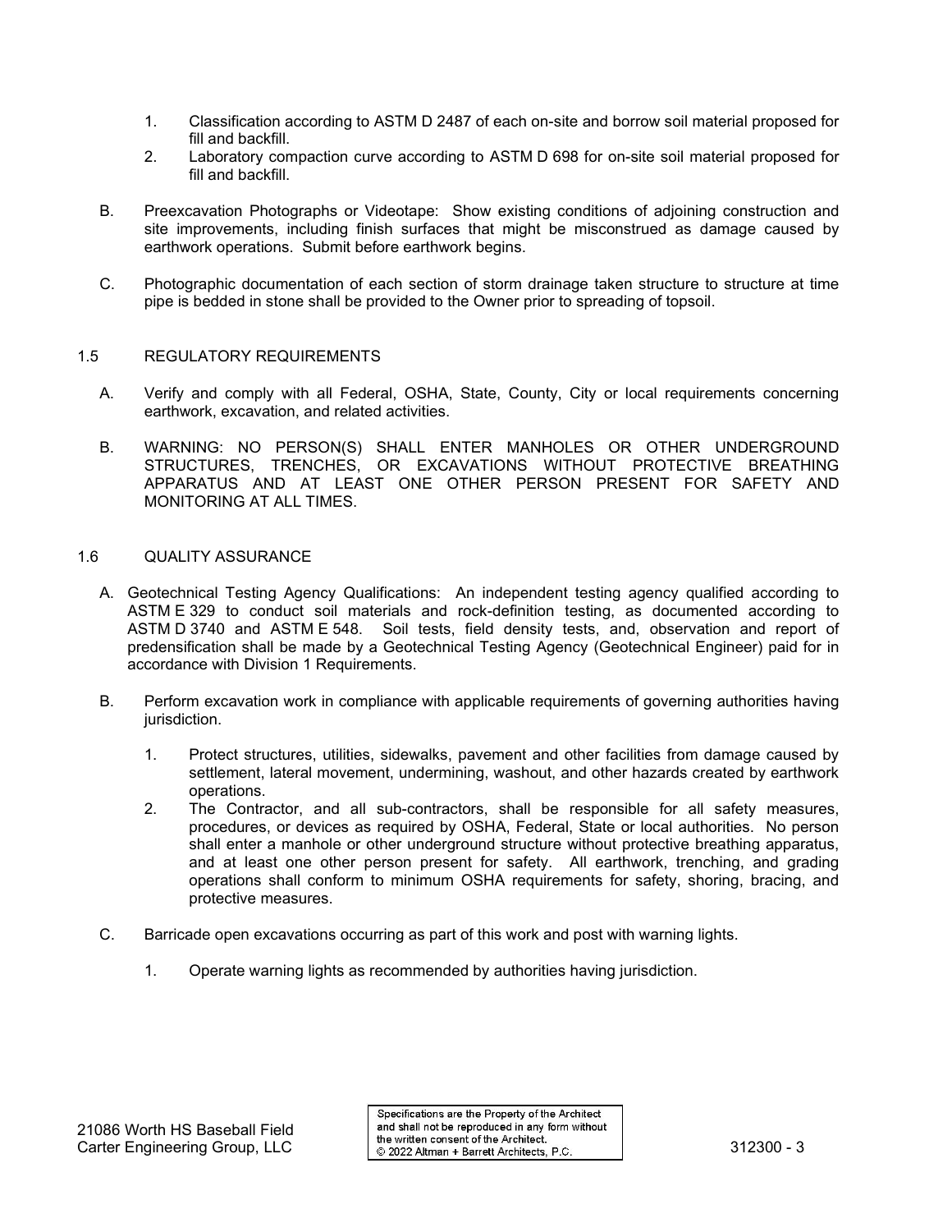1. Classification according to ASTM D 2487 of each on-site and borrow soil material proposed for fill and backfill.
2. Laboratory compaction curve according to ASTM D 698 for on-site soil material proposed for fill and backfill.

B. Preexcavation Photographs or Videotape: Show existing conditions of adjoining construction and site improvements, including finish surfaces that might be misconstrued as damage caused by earthwork operations. Submit before earthwork begins.

C. Photographic documentation of each section of storm drainage taken structure to structure at time pipe is bedded in stone shall be provided to the Owner prior to spreading of topsoil.

## 1.5 REGULATORY REQUIREMENTS

A. Verify and comply with all Federal, OSHA, State, County, City or local requirements concerning earthwork, excavation, and related activities.

B. WARNING: NO PERSON(S) SHALL ENTER MANHOLES OR OTHER UNDERGROUND STRUCTURES, TRENCHES, OR EXCAVATIONS WITHOUT PROTECTIVE BREATHING APPARATUS AND AT LEAST ONE OTHER PERSON PRESENT FOR SAFETY AND MONITORING AT ALL TIMES.

## 1.6 QUALITY ASSURANCE

A. Geotechnical Testing Agency Qualifications: An independent testing agency qualified according to ASTM E 329 to conduct soil materials and rock-definition testing, as documented according to ASTM D 3740 and ASTM E 548. Soil tests, field density tests, and, observation and report of predensification shall be made by a Geotechnical Testing Agency (Geotechnical Engineer) paid for in accordance with Division 1 Requirements.

B. Perform excavation work in compliance with applicable requirements of governing authorities having jurisdiction.

1. Protect structures, utilities, sidewalks, pavement and other facilities from damage caused by settlement, lateral movement, undermining, washout, and other hazards created by earthwork operations.
2. The Contractor, and all sub-contractors, shall be responsible for all safety measures, procedures, or devices as required by OSHA, Federal, State or local authorities. No person shall enter a manhole or other underground structure without protective breathing apparatus, and at least one other person present for safety. All earthwork, trenching, and grading operations shall conform to minimum OSHA requirements for safety, shoring, bracing, and protective measures.

C. Barricade open excavations occurring as part of this work and post with warning lights.

1. Operate warning lights as recommended by authorities having jurisdiction.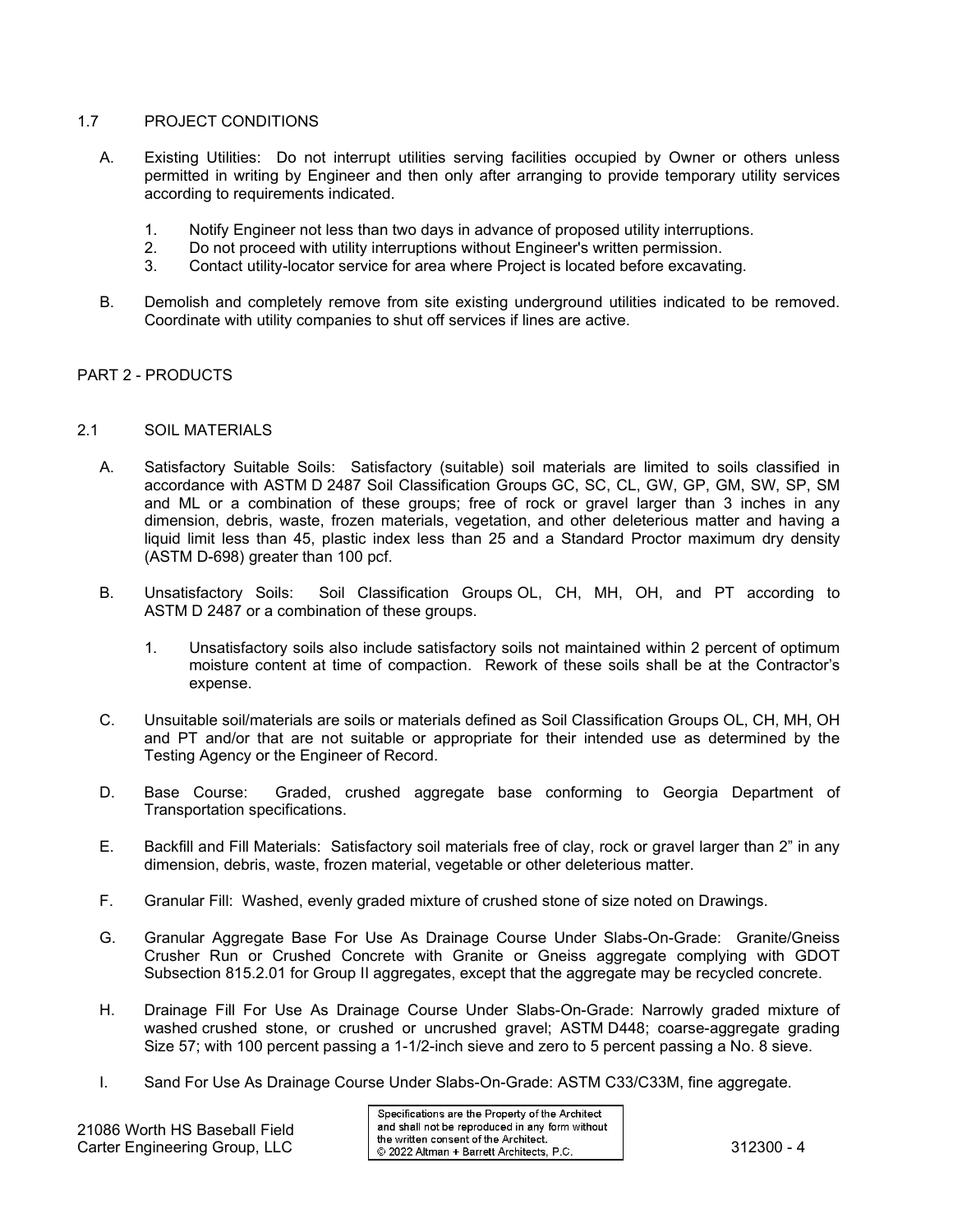## 1.7 PROJECT CONDITIONS

A. Existing Utilities: Do not interrupt utilities serving facilities occupied by Owner or others unless permitted in writing by Engineer and then only after arranging to provide temporary utility services according to requirements indicated.

1. Notify Engineer not less than two days in advance of proposed utility interruptions.
2. Do not proceed with utility interruptions without Engineer's written permission.
3. Contact utility-locator service for area where Project is located before excavating.

B. Demolish and completely remove from site existing underground utilities indicated to be removed. Coordinate with utility companies to shut off services if lines are active.

# PART 2 - PRODUCTS

## 2.1 SOIL MATERIALS

A. Satisfactory Suitable Soils: Satisfactory (suitable) soil materials are limited to soils classified in accordance with ASTM D 2487 Soil Classification Groups GC, SC, CL, GW, GP, GM, SW, SP, SM and ML or a combination of these groups; free of rock or gravel larger than 3 inches in any dimension, debris, waste, frozen materials, vegetation, and other deleterious matter and having a liquid limit less than 45, plastic index less than 25 and a Standard Proctor maximum dry density (ASTM D-698) greater than 100 pcf.

B. Unsatisfactory Soils: Soil Classification Groups OL, CH, MH, OH, and PT according to ASTM D 2487 or a combination of these groups.

1. Unsatisfactory soils also include satisfactory soils not maintained within 2 percent of optimum moisture content at time of compaction. Rework of these soils shall be at the Contractor's expense.

C. Unsuitable soil/materials are soils or materials defined as Soil Classification Groups OL, CH, MH, OH and PT and/or that are not suitable or appropriate for their intended use as determined by the Testing Agency or the Engineer of Record.

D. Base Course: Graded, crushed aggregate base conforming to Georgia Department of Transportation specifications.

E. Backfill and Fill Materials: Satisfactory soil materials free of clay, rock or gravel larger than 2" in any dimension, debris, waste, frozen material, vegetable or other deleterious matter.

F. Granular Fill: Washed, evenly graded mixture of crushed stone of size noted on Drawings.

G. Granular Aggregate Base For Use As Drainage Course Under Slabs-On-Grade: Granite/Gneiss Crusher Run or Crushed Concrete with Granite or Gneiss aggregate complying with GDOT Subsection 815.2.01 for Group II aggregates, except that the aggregate may be recycled concrete.

H. Drainage Fill For Use As Drainage Course Under Slabs-On-Grade: Narrowly graded mixture of washed crushed stone, or crushed or uncrushed gravel; ASTM D448; coarse-aggregate grading Size 57; with 100 percent passing a 1-1/2-inch sieve and zero to 5 percent passing a No. 8 sieve.

I. Sand For Use As Drainage Course Under Slabs-On-Grade: ASTM C33/C33M, fine aggregate.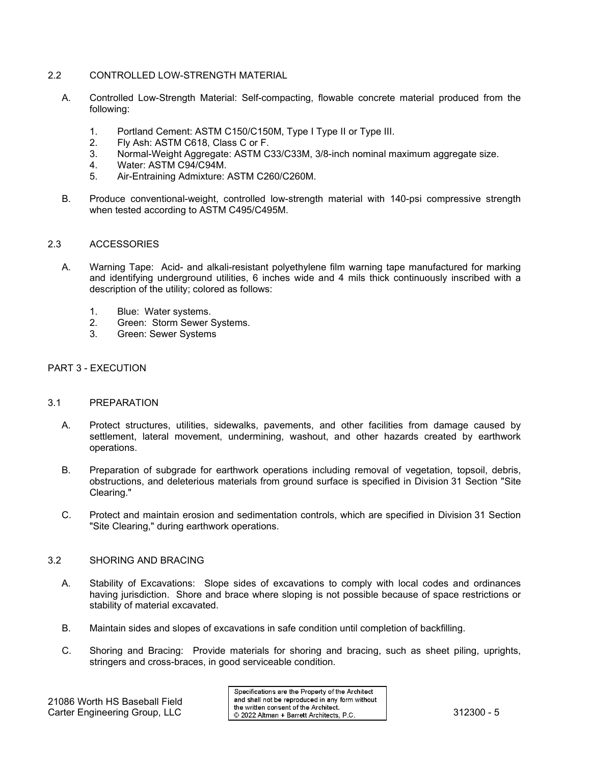## 2.2 CONTROLLED LOW-STRENGTH MATERIAL

A. Controlled Low-Strength Material: Self-compacting, flowable concrete material produced from the following:

1. Portland Cement: ASTM C150/C150M, Type I Type II or Type III.
2. Fly Ash: ASTM C618, Class C or F.
3. Normal-Weight Aggregate: ASTM C33/C33M, 3/8-inch nominal maximum aggregate size.
4. Water: ASTM C94/C94M.
5. Air-Entraining Admixture: ASTM C260/C260M.

B. Produce conventional-weight, controlled low-strength material with 140-psi compressive strength when tested according to ASTM C495/C495M.

## 2.3 ACCESSORIES

A. Warning Tape: Acid- and alkali-resistant polyethylene film warning tape manufactured for marking and identifying underground utilities, 6 inches wide and 4 mils thick continuously inscribed with a description of the utility; colored as follows:

1. Blue: Water systems.
2. Green: Storm Sewer Systems.
3. Green: Sewer Systems

# PART 3 - EXECUTION

## 3.1 PREPARATION

A. Protect structures, utilities, sidewalks, pavements, and other facilities from damage caused by settlement, lateral movement, undermining, washout, and other hazards created by earthwork operations.

B. Preparation of subgrade for earthwork operations including removal of vegetation, topsoil, debris, obstructions, and deleterious materials from ground surface is specified in Division 31 Section "Site Clearing."

C. Protect and maintain erosion and sedimentation controls, which are specified in Division 31 Section "Site Clearing," during earthwork operations.

## 3.2 SHORING AND BRACING

A. Stability of Excavations: Slope sides of excavations to comply with local codes and ordinances having jurisdiction. Shore and brace where sloping is not possible because of space restrictions or stability of material excavated.

B. Maintain sides and slopes of excavations in safe condition until completion of backfilling.

C. Shoring and Bracing: Provide materials for shoring and bracing, such as sheet piling, uprights, stringers and cross-braces, in good serviceable condition.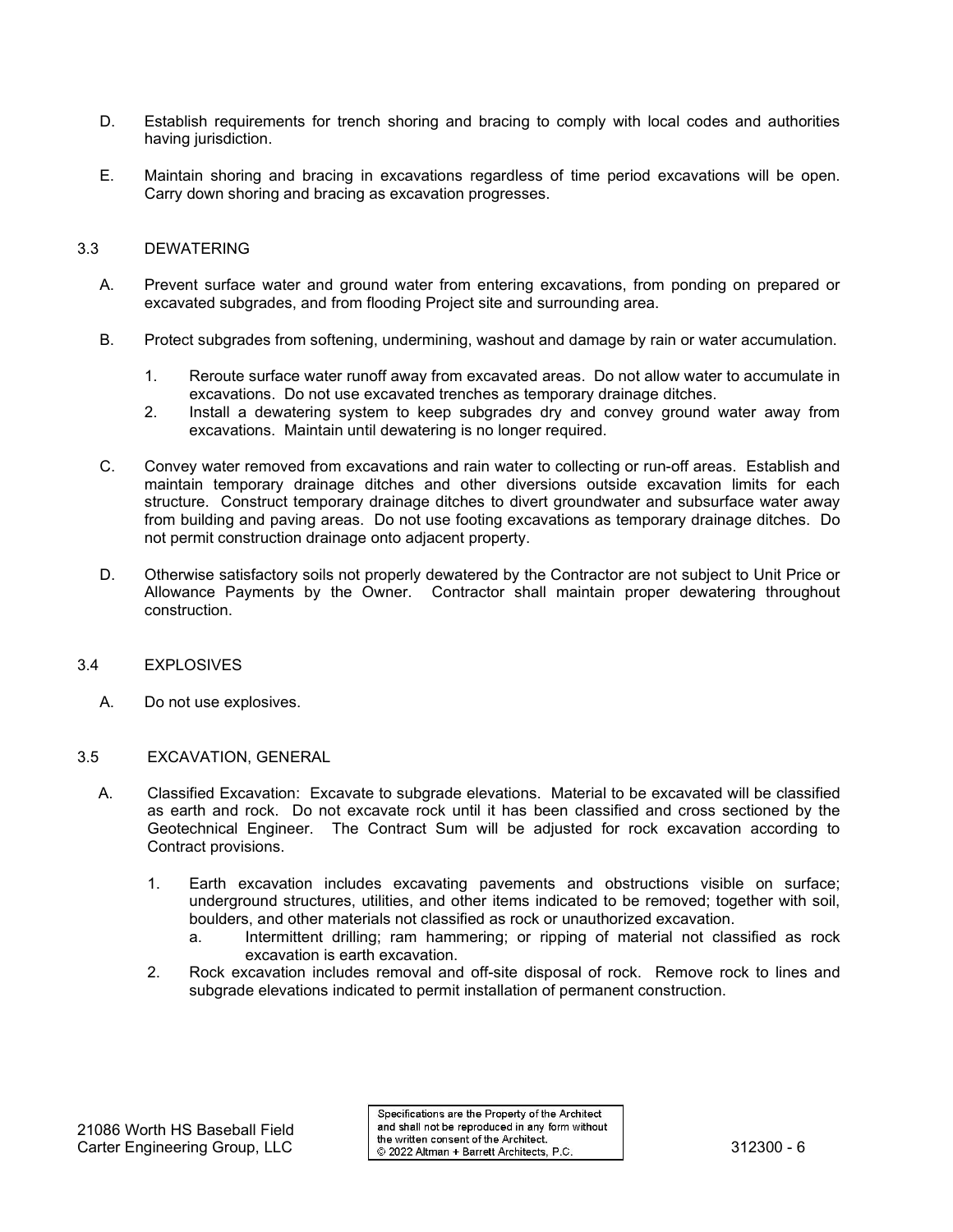D. Establish requirements for trench shoring and bracing to comply with local codes and authorities having jurisdiction.

E. Maintain shoring and bracing in excavations regardless of time period excavations will be open. Carry down shoring and bracing as excavation progresses.

## 3.3 DEWATERING

A. Prevent surface water and ground water from entering excavations, from ponding on prepared or excavated subgrades, and from flooding Project site and surrounding area.

B. Protect subgrades from softening, undermining, washout and damage by rain or water accumulation.

1. Reroute surface water runoff away from excavated areas. Do not allow water to accumulate in excavations. Do not use excavated trenches as temporary drainage ditches.
2. Install a dewatering system to keep subgrades dry and convey ground water away from excavations. Maintain until dewatering is no longer required.

C. Convey water removed from excavations and rain water to collecting or run-off areas. Establish and maintain temporary drainage ditches and other diversions outside excavation limits for each structure. Construct temporary drainage ditches to divert groundwater and subsurface water away from building and paving areas. Do not use footing excavations as temporary drainage ditches. Do not permit construction drainage onto adjacent property.

D. Otherwise satisfactory soils not properly dewatered by the Contractor are not subject to Unit Price or Allowance Payments by the Owner. Contractor shall maintain proper dewatering throughout construction.

## 3.4 EXPLOSIVES

A. Do not use explosives.

## 3.5 EXCAVATION, GENERAL

A. Classified Excavation: Excavate to subgrade elevations. Material to be excavated will be classified as earth and rock. Do not excavate rock until it has been classified and cross sectioned by the Geotechnical Engineer. The Contract Sum will be adjusted for rock excavation according to Contract provisions.

1. Earth excavation includes excavating pavements and obstructions visible on surface; underground structures, utilities, and other items indicated to be removed; together with soil, boulders, and other materials not classified as rock or unauthorized excavation.
   a. Intermittent drilling; ram hammering; or ripping of material not classified as rock excavation is earth excavation.
2. Rock excavation includes removal and off-site disposal of rock. Remove rock to lines and subgrade elevations indicated to permit installation of permanent construction.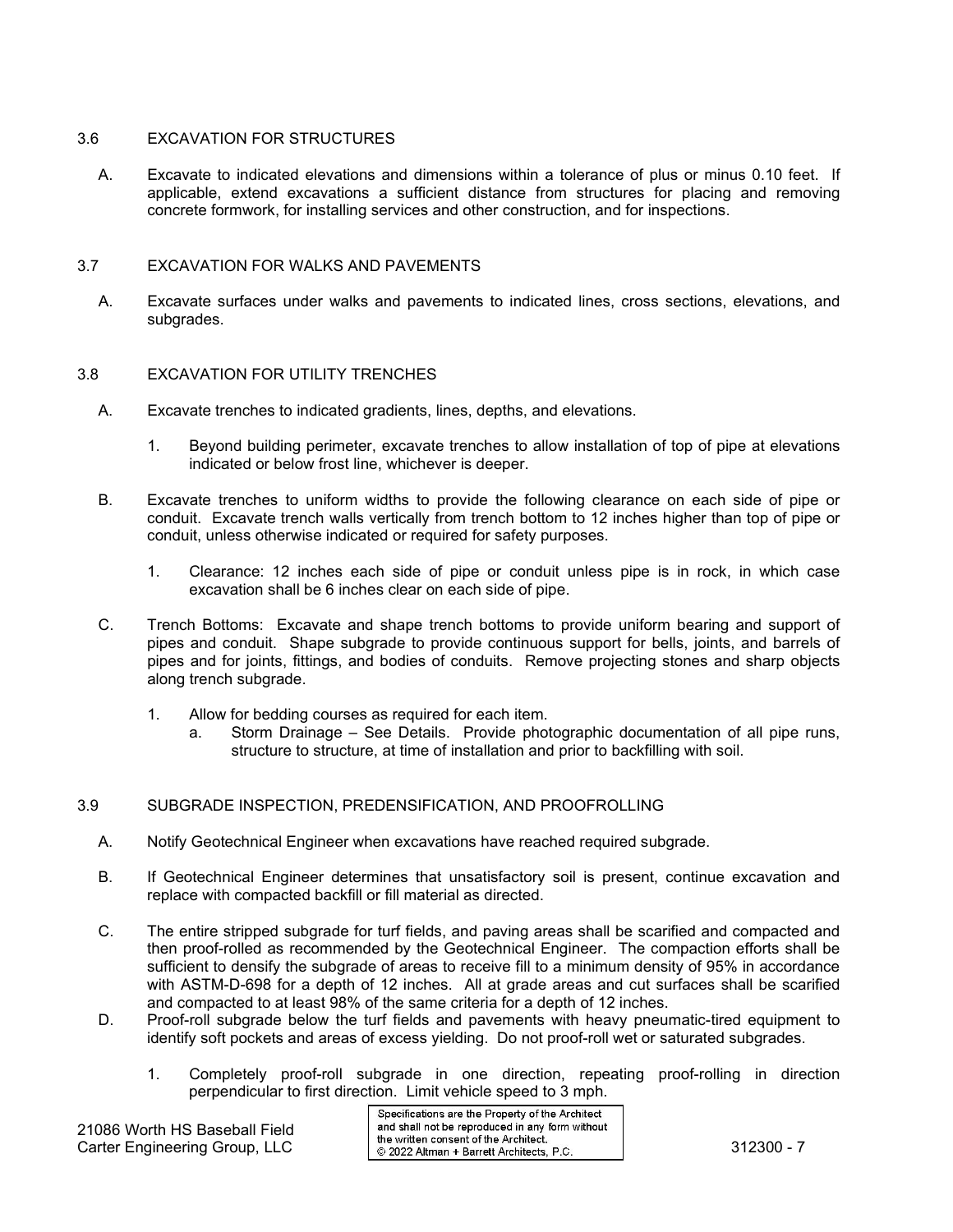### 3.6 EXCAVATION FOR STRUCTURES

A. Excavate to indicated elevations and dimensions within a tolerance of plus or minus 0.10 feet. If applicable, extend excavations a sufficient distance from structures for placing and removing concrete formwork, for installing services and other construction, and for inspections.

### 3.7 EXCAVATION FOR WALKS AND PAVEMENTS

A. Excavate surfaces under walks and pavements to indicated lines, cross sections, elevations, and subgrades.

### 3.8 EXCAVATION FOR UTILITY TRENCHES

A. Excavate trenches to indicated gradients, lines, depths, and elevations.

   1. Beyond building perimeter, excavate trenches to allow installation of top of pipe at elevations indicated or below frost line, whichever is deeper.

B. Excavate trenches to uniform widths to provide the following clearance on each side of pipe or conduit. Excavate trench walls vertically from trench bottom to 12 inches higher than top of pipe or conduit, unless otherwise indicated or required for safety purposes.

   1. Clearance: 12 inches each side of pipe or conduit unless pipe is in rock, in which case excavation shall be 6 inches clear on each side of pipe.

C. Trench Bottoms: Excavate and shape trench bottoms to provide uniform bearing and support of pipes and conduit. Shape subgrade to provide continuous support for bells, joints, and barrels of pipes and for joints, fittings, and bodies of conduits. Remove projecting stones and sharp objects along trench subgrade.

   1. Allow for bedding courses as required for each item.
      a. Storm Drainage – See Details. Provide photographic documentation of all pipe runs, structure to structure, at time of installation and prior to backfilling with soil.

### 3.9 SUBGRADE INSPECTION, PREDENSIFICATION, AND PROOFROLLING

A. Notify Geotechnical Engineer when excavations have reached required subgrade.

B. If Geotechnical Engineer determines that unsatisfactory soil is present, continue excavation and replace with compacted backfill or fill material as directed.

C. The entire stripped subgrade for turf fields, and paving areas shall be scarified and compacted and then proof-rolled as recommended by the Geotechnical Engineer. The compaction efforts shall be sufficient to densify the subgrade of areas to receive fill to a minimum density of 95% in accordance with ASTM-D-698 for a depth of 12 inches. All at grade areas and cut surfaces shall be scarified and compacted to at least 98% of the same criteria for a depth of 12 inches.

D. Proof-roll subgrade below the turf fields and pavements with heavy pneumatic-tired equipment to identify soft pockets and areas of excess yielding. Do not proof-roll wet or saturated subgrades.

   1. Completely proof-roll subgrade in one direction, repeating proof-rolling in direction perpendicular to first direction. Limit vehicle speed to 3 mph.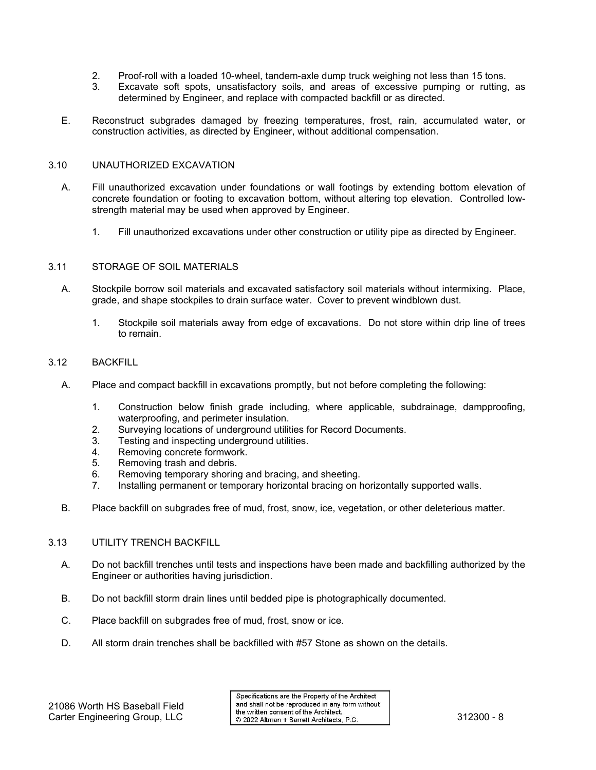2. Proof-roll with a loaded 10-wheel, tandem-axle dump truck weighing not less than 15 tons.
3. Excavate soft spots, unsatisfactory soils, and areas of excessive pumping or rutting, as determined by Engineer, and replace with compacted backfill or as directed.

E. Reconstruct subgrades damaged by freezing temperatures, frost, rain, accumulated water, or construction activities, as directed by Engineer, without additional compensation.

## 3.10 UNAUTHORIZED EXCAVATION

A. Fill unauthorized excavation under foundations or wall footings by extending bottom elevation of concrete foundation or footing to excavation bottom, without altering top elevation. Controlled low-strength material may be used when approved by Engineer.

1. Fill unauthorized excavations under other construction or utility pipe as directed by Engineer.

## 3.11 STORAGE OF SOIL MATERIALS

A. Stockpile borrow soil materials and excavated satisfactory soil materials without intermixing. Place, grade, and shape stockpiles to drain surface water. Cover to prevent windblown dust.

1. Stockpile soil materials away from edge of excavations. Do not store within drip line of trees to remain.

## 3.12 BACKFILL

A. Place and compact backfill in excavations promptly, but not before completing the following:

1. Construction below finish grade including, where applicable, subdrainage, dampproofing, waterproofing, and perimeter insulation.
2. Surveying locations of underground utilities for Record Documents.
3. Testing and inspecting underground utilities.
4. Removing concrete formwork.
5. Removing trash and debris.
6. Removing temporary shoring and bracing, and sheeting.
7. Installing permanent or temporary horizontal bracing on horizontally supported walls.

B. Place backfill on subgrades free of mud, frost, snow, ice, vegetation, or other deleterious matter.

## 3.13 UTILITY TRENCH BACKFILL

A. Do not backfill trenches until tests and inspections have been made and backfilling authorized by the Engineer or authorities having jurisdiction.

B. Do not backfill storm drain lines until bedded pipe is photographically documented.

C. Place backfill on subgrades free of mud, frost, snow or ice.

D. All storm drain trenches shall be backfilled with #57 Stone as shown on the details.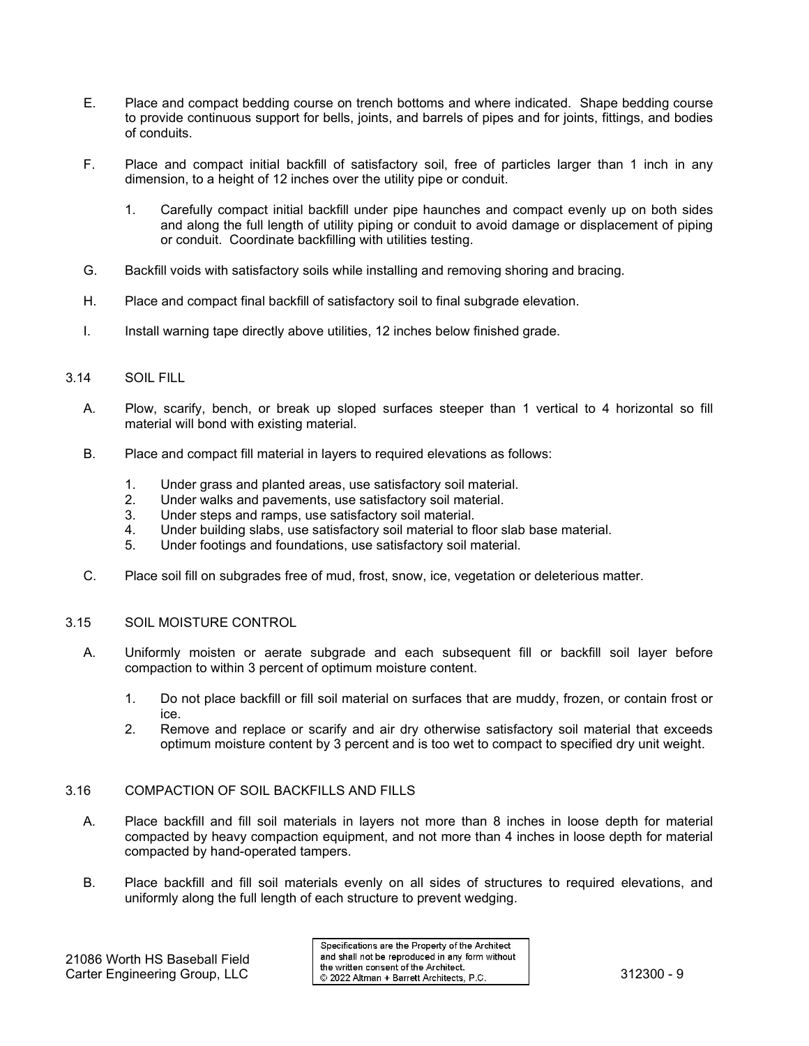E. Place and compact bedding course on trench bottoms and where indicated. Shape bedding course to provide continuous support for bells, joints, and barrels of pipes and for joints, fittings, and bodies of conduits.

F. Place and compact initial backfill of satisfactory soil, free of particles larger than 1 inch in any dimension, to a height of 12 inches over the utility pipe or conduit.

   1. Carefully compact initial backfill under pipe haunches and compact evenly up on both sides and along the full length of utility piping or conduit to avoid damage or displacement of piping or conduit. Coordinate backfilling with utilities testing.

G. Backfill voids with satisfactory soils while installing and removing shoring and bracing.

H. Place and compact final backfill of satisfactory soil to final subgrade elevation.

I. Install warning tape directly above utilities, 12 inches below finished grade.

## 3.14 SOIL FILL

A. Plow, scarify, bench, or break up sloped surfaces steeper than 1 vertical to 4 horizontal so fill material will bond with existing material.

B. Place and compact fill material in layers to required elevations as follows:

   1. Under grass and planted areas, use satisfactory soil material.
   2. Under walks and pavements, use satisfactory soil material.
   3. Under steps and ramps, use satisfactory soil material.
   4. Under building slabs, use satisfactory soil material to floor slab base material.
   5. Under footings and foundations, use satisfactory soil material.

C. Place soil fill on subgrades free of mud, frost, snow, ice, vegetation or deleterious matter.

## 3.15 SOIL MOISTURE CONTROL

A. Uniformly moisten or aerate subgrade and each subsequent fill or backfill soil layer before compaction to within 3 percent of optimum moisture content.

   1. Do not place backfill or fill soil material on surfaces that are muddy, frozen, or contain frost or ice.
   2. Remove and replace or scarify and air dry otherwise satisfactory soil material that exceeds optimum moisture content by 3 percent and is too wet to compact to specified dry unit weight.

## 3.16 COMPACTION OF SOIL BACKFILLS AND FILLS

A. Place backfill and fill soil materials in layers not more than 8 inches in loose depth for material compacted by heavy compaction equipment, and not more than 4 inches in loose depth for material compacted by hand-operated tampers.

B. Place backfill and fill soil materials evenly on all sides of structures to required elevations, and uniformly along the full length of each structure to prevent wedging.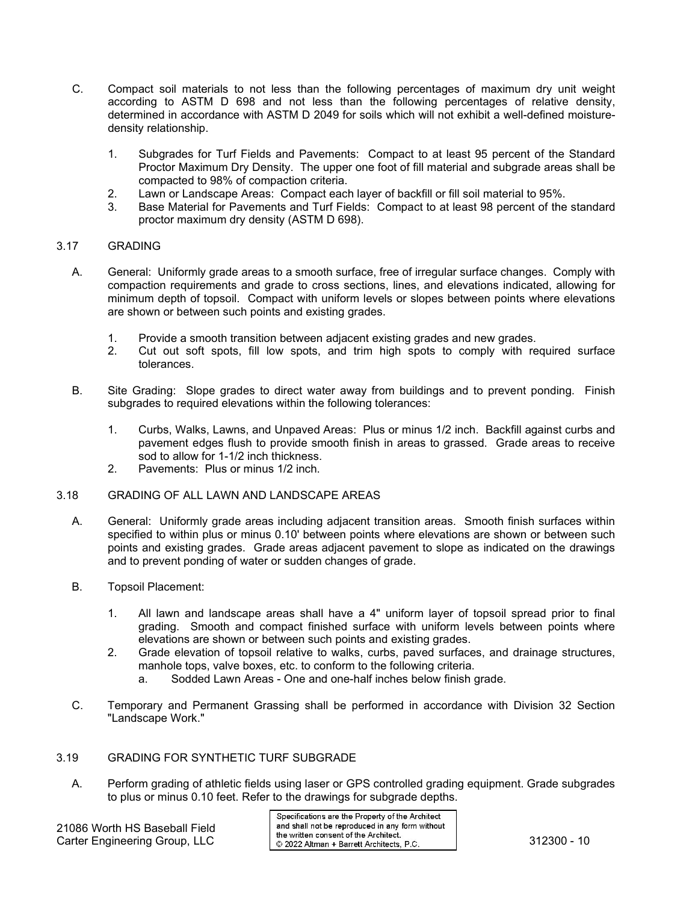C. Compact soil materials to not less than the following percentages of maximum dry unit weight according to ASTM D 698 and not less than the following percentages of relative density, determined in accordance with ASTM D 2049 for soils which will not exhibit a well-defined moisture-density relationship.

1. Subgrades for Turf Fields and Pavements: Compact to at least 95 percent of the Standard Proctor Maximum Dry Density. The upper one foot of fill material and subgrade areas shall be compacted to 98% of compaction criteria.
2. Lawn or Landscape Areas: Compact each layer of backfill or fill soil material to 95%.
3. Base Material for Pavements and Turf Fields: Compact to at least 98 percent of the standard proctor maximum dry density (ASTM D 698).

## 3.17 GRADING

A. General: Uniformly grade areas to a smooth surface, free of irregular surface changes. Comply with compaction requirements and grade to cross sections, lines, and elevations indicated, allowing for minimum depth of topsoil. Compact with uniform levels or slopes between points where elevations are shown or between such points and existing grades.

1. Provide a smooth transition between adjacent existing grades and new grades.
2. Cut out soft spots, fill low spots, and trim high spots to comply with required surface tolerances.

B. Site Grading: Slope grades to direct water away from buildings and to prevent ponding. Finish subgrades to required elevations within the following tolerances:

1. Curbs, Walks, Lawns, and Unpaved Areas: Plus or minus 1/2 inch. Backfill against curbs and pavement edges flush to provide smooth finish in areas to grassed. Grade areas to receive sod to allow for 1-1/2 inch thickness.
2. Pavements: Plus or minus 1/2 inch.

## 3.18 GRADING OF ALL LAWN AND LANDSCAPE AREAS

A. General: Uniformly grade areas including adjacent transition areas. Smooth finish surfaces within specified to within plus or minus 0.10' between points where elevations are shown or between such points and existing grades. Grade areas adjacent pavement to slope as indicated on the drawings and to prevent ponding of water or sudden changes of grade.

B. Topsoil Placement:

1. All lawn and landscape areas shall have a 4" uniform layer of topsoil spread prior to final grading. Smooth and compact finished surface with uniform levels between points where elevations are shown or between such points and existing grades.
2. Grade elevation of topsoil relative to walks, curbs, paved surfaces, and drainage structures, manhole tops, valve boxes, etc. to conform to the following criteria.
   a. Sodded Lawn Areas - One and one-half inches below finish grade.

C. Temporary and Permanent Grassing shall be performed in accordance with Division 32 Section "Landscape Work."

## 3.19 GRADING FOR SYNTHETIC TURF SUBGRADE

A. Perform grading of athletic fields using laser or GPS controlled grading equipment. Grade subgrades to plus or minus 0.10 feet. Refer to the drawings for subgrade depths.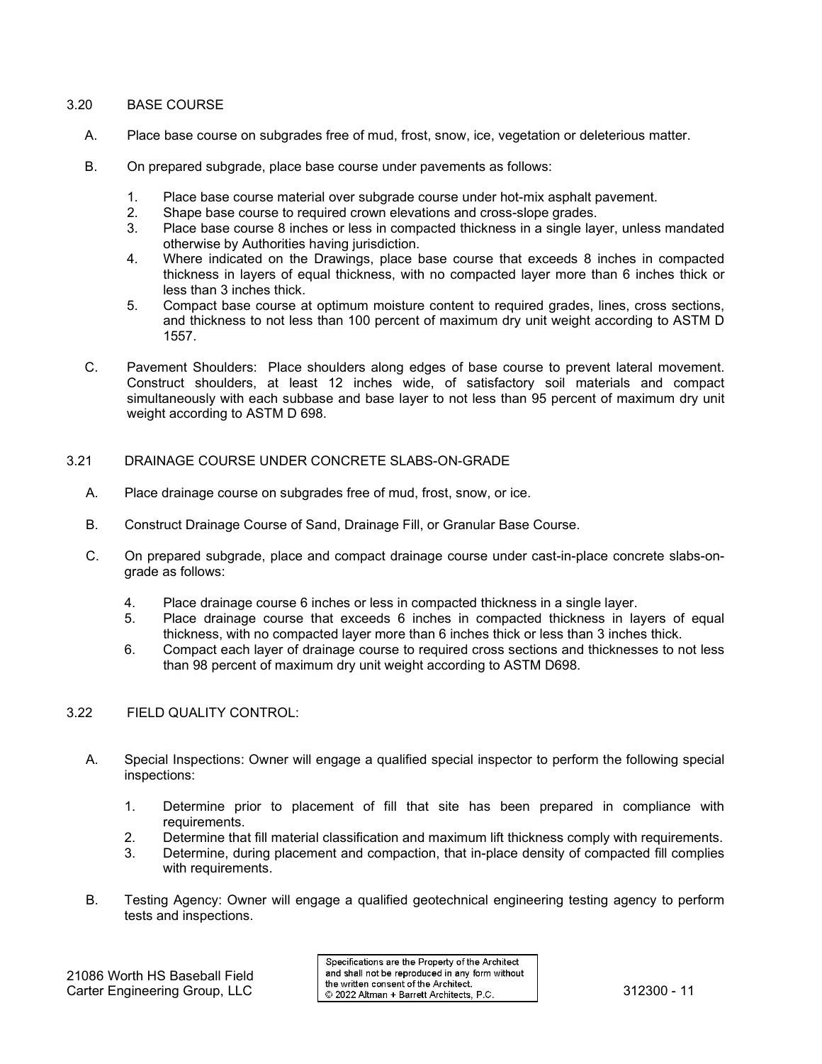## 3.20 BASE COURSE

A. Place base course on subgrades free of mud, frost, snow, ice, vegetation or deleterious matter.

B. On prepared subgrade, place base course under pavements as follows:

1. Place base course material over subgrade course under hot-mix asphalt pavement.
2. Shape base course to required crown elevations and cross-slope grades.
3. Place base course 8 inches or less in compacted thickness in a single layer, unless mandated otherwise by Authorities having jurisdiction.
4. Where indicated on the Drawings, place base course that exceeds 8 inches in compacted thickness in layers of equal thickness, with no compacted layer more than 6 inches thick or less than 3 inches thick.
5. Compact base course at optimum moisture content to required grades, lines, cross sections, and thickness to not less than 100 percent of maximum dry unit weight according to ASTM D 1557.

C. Pavement Shoulders: Place shoulders along edges of base course to prevent lateral movement. Construct shoulders, at least 12 inches wide, of satisfactory soil materials and compact simultaneously with each subbase and base layer to not less than 95 percent of maximum dry unit weight according to ASTM D 698.

## 3.21 DRAINAGE COURSE UNDER CONCRETE SLABS-ON-GRADE

A. Place drainage course on subgrades free of mud, frost, snow, or ice.

B. Construct Drainage Course of Sand, Drainage Fill, or Granular Base Course.

C. On prepared subgrade, place and compact drainage course under cast-in-place concrete slabs-on-grade as follows:

4. Place drainage course 6 inches or less in compacted thickness in a single layer.
5. Place drainage course that exceeds 6 inches in compacted thickness in layers of equal thickness, with no compacted layer more than 6 inches thick or less than 3 inches thick.
6. Compact each layer of drainage course to required cross sections and thicknesses to not less than 98 percent of maximum dry unit weight according to ASTM D698.

## 3.22 FIELD QUALITY CONTROL:

A. Special Inspections: Owner will engage a qualified special inspector to perform the following special inspections:

1. Determine prior to placement of fill that site has been prepared in compliance with requirements.
2. Determine that fill material classification and maximum lift thickness comply with requirements.
3. Determine, during placement and compaction, that in-place density of compacted fill complies with requirements.

B. Testing Agency: Owner will engage a qualified geotechnical engineering testing agency to perform tests and inspections.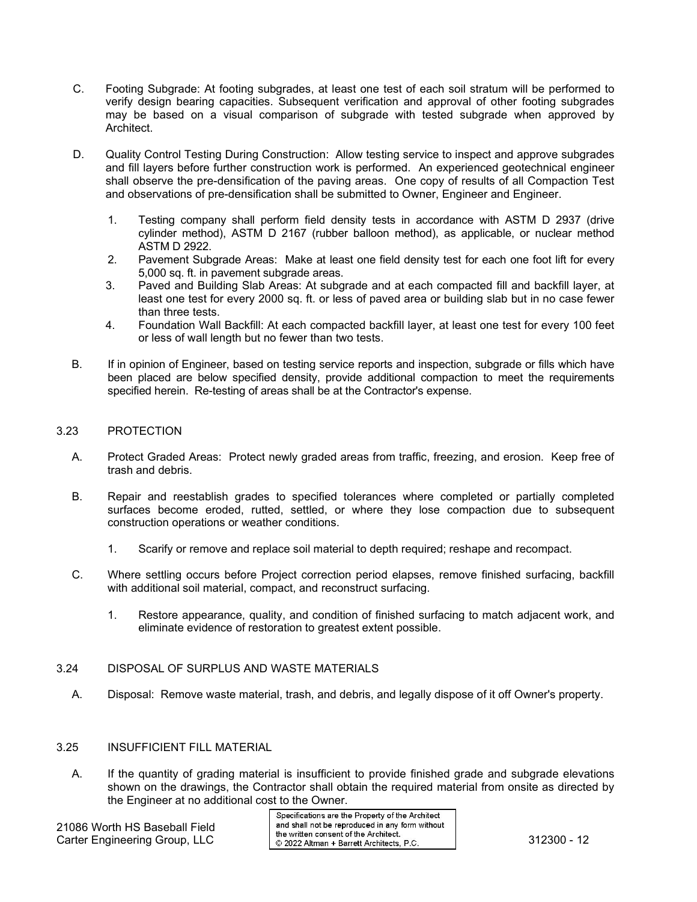C. Footing Subgrade: At footing subgrades, at least one test of each soil stratum will be performed to verify design bearing capacities. Subsequent verification and approval of other footing subgrades may be based on a visual comparison of subgrade with tested subgrade when approved by Architect.

D. Quality Control Testing During Construction: Allow testing service to inspect and approve subgrades and fill layers before further construction work is performed. An experienced geotechnical engineer shall observe the pre-densification of the paving areas. One copy of results of all Compaction Test and observations of pre-densification shall be submitted to Owner, Engineer and Engineer.

1. Testing company shall perform field density tests in accordance with ASTM D 2937 (drive cylinder method), ASTM D 2167 (rubber balloon method), as applicable, or nuclear method ASTM D 2922.
2. Pavement Subgrade Areas: Make at least one field density test for each one foot lift for every 5,000 sq. ft. in pavement subgrade areas.
3. Paved and Building Slab Areas: At subgrade and at each compacted fill and backfill layer, at least one test for every 2000 sq. ft. or less of paved area or building slab but in no case fewer than three tests.
4. Foundation Wall Backfill: At each compacted backfill layer, at least one test for every 100 feet or less of wall length but no fewer than two tests.

B. If in opinion of Engineer, based on testing service reports and inspection, subgrade or fills which have been placed are below specified density, provide additional compaction to meet the requirements specified herein. Re-testing of areas shall be at the Contractor's expense.

## 3.23 PROTECTION

A. Protect Graded Areas: Protect newly graded areas from traffic, freezing, and erosion. Keep free of trash and debris.

B. Repair and reestablish grades to specified tolerances where completed or partially completed surfaces become eroded, rutted, settled, or where they lose compaction due to subsequent construction operations or weather conditions.

1. Scarify or remove and replace soil material to depth required; reshape and recompact.

C. Where settling occurs before Project correction period elapses, remove finished surfacing, backfill with additional soil material, compact, and reconstruct surfacing.

1. Restore appearance, quality, and condition of finished surfacing to match adjacent work, and eliminate evidence of restoration to greatest extent possible.

## 3.24 DISPOSAL OF SURPLUS AND WASTE MATERIALS

A. Disposal: Remove waste material, trash, and debris, and legally dispose of it off Owner's property.

## 3.25 INSUFFICIENT FILL MATERIAL

A. If the quantity of grading material is insufficient to provide finished grade and subgrade elevations shown on the drawings, the Contractor shall obtain the required material from onsite as directed by the Engineer at no additional cost to the Owner.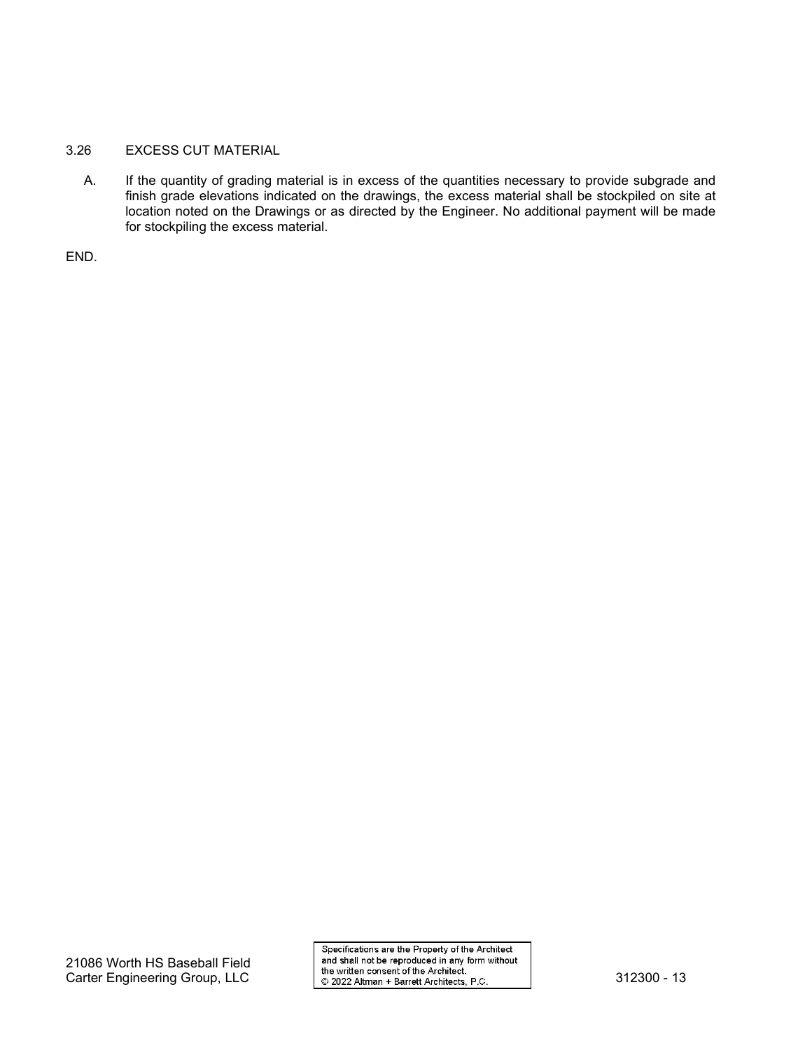### 3.26 EXCESS CUT MATERIAL

A. If the quantity of grading material is in excess of the quantities necessary to provide subgrade and finish grade elevations indicated on the drawings, the excess material shall be stockpiled on site at location noted on the Drawings or as directed by the Engineer. No additional payment will be made for stockpiling the excess material.

END.